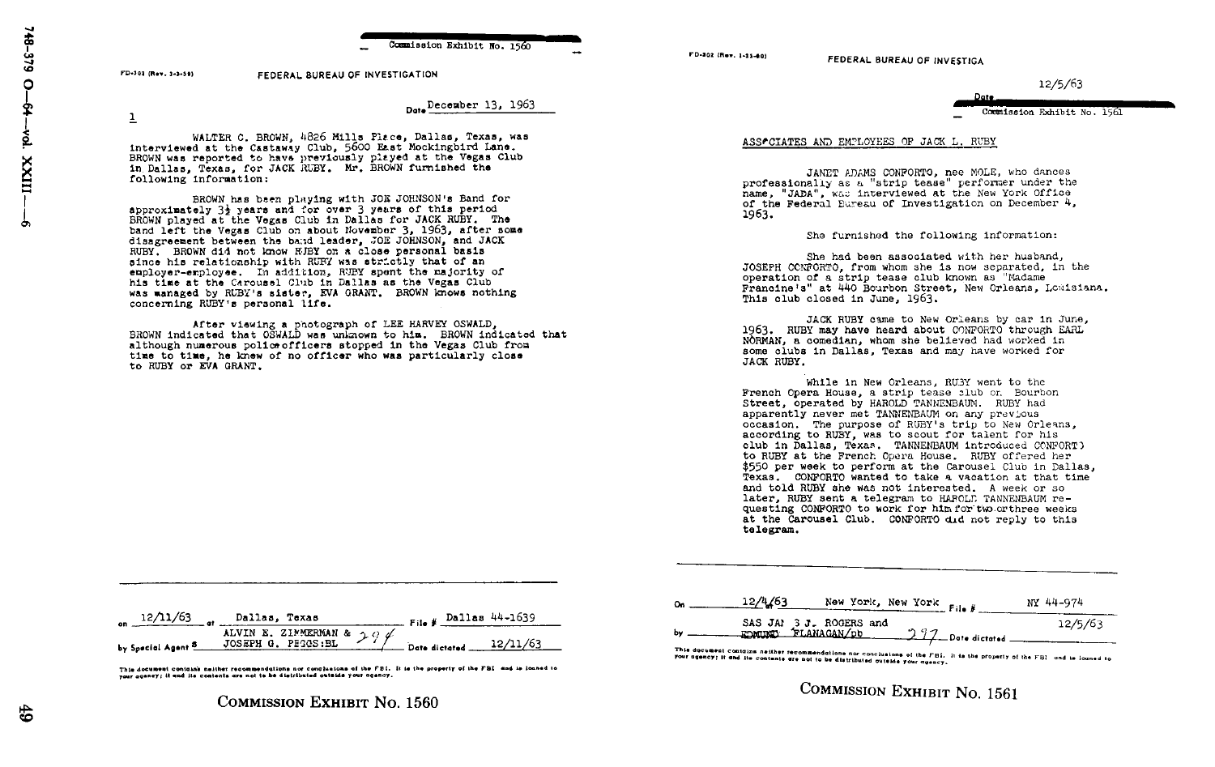Commission Exhibit No. 1560

FD-302 (Rev. 3-3-59)

FEDERAL BUREAU OF INVESTIGATION

Date December 13, 1963

1

WALTER C. BROWN, 4826 Mills Place, Dallas, Texas, was interviewed at the Castaway Club, 5600 East Mockingbird Lane. BROWN was reported to have previously played at the Vegas Club in Dallas, Texas, for JACK RUBY. Mr. BROWN furnished the following information:

BROWN has been playing with JOE JOHNSON's Band for approximately 3½ years and for over 3 years of this period BROWN played at the Vegas Club in Dallas for JACK RUBY. The band left the Vegas Club on about November 3, 1963, after some disagreement between the band leader, JOE JOHNSON, and JACK RUBY. BROWN did not know RUBY on a close personal basis since his relationship with RUBY was strictly that of an employer-employee. In addition, RUBY spent the majority of his time at the Carousel Club in Dallas as the Vegas Club was managed by RUBY's sister, EVA GRANT. BROWN knows nothing concerning RUBY's personal life.

After viewing a photograph of LEE HARVEY OSWALD, BROWN indicated that OSWALD was unknown to him. BROWN indicated that although numerous police officers stopped in the Vegas Club from time to time, he knew of no officer who was particularly close to RUBY or EVA GRANT.

on 12/11/63 at Dallas, Texas File # Dallas 44-1639

by Special Agent S ALVIN E. ZIMMERMAN & JOSEPH G. PEGGS:BL Date dictated 12/11/63

This document contains neither recommendations nor conclusions of the FBI. It is the property of the FBI and is loaned to your agency; it and its contents are not to be distributed outside your agency.

COMMISSION EXHIBIT No. 1560

FD-302 (Rev. 1-25-60)

FEDERAL BUREAU OF INVESTIGA

Date 12/5/63

Commission Exhibit No. 1561

ASSOCIATES AND EMPLOYEES OF JACK L. RUBY

JANET ADAMS CONFORTO, nee MOLE, who dances professionally as a "strip tease" performer under the name, "JADA", was interviewed at the New York Office of the Federal Bureau of Investigation on December 4, 1963.

She furnished the following information:

She had been associated with her husband, JOSEPH CONFORTO, from whom she is now separated, in the operation of a strip tease club known as "Madame Francine's" at 440 Bourbon Street, New Orleans, Louisiana. This club closed in June, 1963.

JACK RUBY came to New Orleans by car in June, 1963. RUBY may have heard about CONFORTO through EARL NORMAN, a comedian, whom she believed had worked in some clubs in Dallas, Texas and may have worked for JACK RUBY.

While in New Orleans, RUBY went to the French Opera House, a strip tease club on Bourbon Street, operated by HAROLD TANNENBAUM. RUBY had apparently never met TANNENBAUM on any previous occasion. The purpose of RUBY's trip to New Orleans, according to RUBY, was to scout for talent for his club in Dallas, Texas. TANNENBAUM introduced CONFORTO to RUBY at the French Opera House. RUBY offered her \$550 per week to perform at the Carousel Club in Dallas, Texas. CONFORTO wanted to take a vacation at that time and told RUBY she was not interested. A week or so later, RUBY sent a telegram to HAROLD TANNENBAUM requesting CONFORTO to work for him for two or three weeks at the Carousel Club. CONFORTO did not reply to this telegram.

On 12/4/63 New York, New York File # NY 44-974

by SAS JAMES J. ROGERS and EDMUND FLANAGAN/pb Date dictated 12/5/63

This document contains neither recommendations nor conclusions of the FBI. It is the property of the FBI and is loaned to your agency; it and its contents are not to be distributed outside your agency.

COMMISSION EXHIBIT No. 1561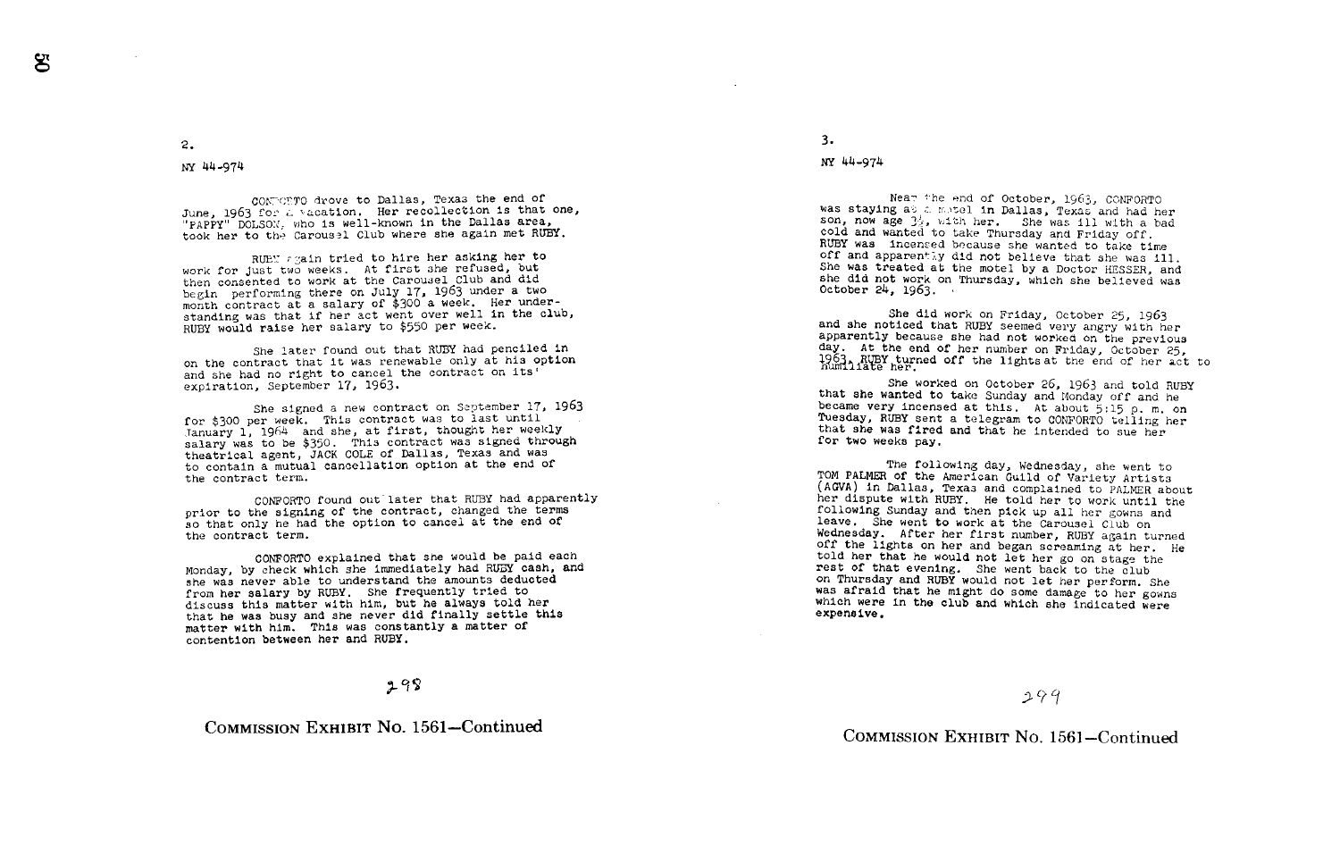2.

NY 44-974

CONFORTO drove to Dallas, Texas the end of June, 1963 for a vacation. Her recollection is that one, "PAPPY" DOLSON, who is well-known in the Dallas area, took her to the Carousel Club where she again met RUBY.

RUBY again tried to hire her asking her to work for just two weeks. At first she refused, but then consented to work at the Carousel Club and did begin performing there on July 17, 1963 under a two month contract at a salary of $300 a week. Her understanding was that if her act went over well in the club, RUBY would raise her salary to $550 per week.

She later found out that RUBY had penciled in on the contract that it was renewable only at his option and she had no right to cancel the contract on its' expiration, September 17, 1963.

She signed a new contract on September 17, 1963 for $300 per week. This contract was to last until January 1, 1964 and she, at first, thought her weekly salary was to be $350. This contract was signed through theatrical agent, JACK COLE of Dallas, Texas and was to contain a mutual cancellation option at the end of the contract term.

CONFORTO found out later that RUBY had apparently prior to the signing of the contract, changed the terms so that only he had the option to cancel at the end of the contract term.

CONFORTO explained that she would be paid each Monday, by check which she immediately had RUBY cash, and she was never able to understand the amounts deducted from her salary by RUBY. She frequently tried to discuss this matter with him, but he always told her that he was busy and she never did finally settle this matter with him. This was constantly a matter of contention between her and RUBY.

298

COMMISSION EXHIBIT No. 1561—Continued

3.

NY 44-974

Near the end of October, 1963, CONFORTO was staying at a motel in Dallas, Texas and had her son, now age 3½, with her. She was ill with a bad cold and wanted to take Thursday and Friday off. RUBY was incensed because she wanted to take time off and apparently did not believe that she was ill. She was treated at the motel by a Doctor HESSER, and she did not work on Thursday, which she believed was October 24, 1963.

She did work on Friday, October 25, 1963 and she noticed that RUBY seemed very angry with her apparently because she had not worked on the previous day. At the end of her number on Friday, October 25, 1963, RUBY turned off the lights at the end of her act to humiliate her.

She worked on October 26, 1963 and told RUBY that she wanted to take Sunday and Monday off and he became very incensed at this. At about 5:15 p. m. on Tuesday, RUBY sent a telegram to CONFORTO telling her that she was fired and that he intended to sue her for two weeks pay.

The following day, Wednesday, she went to TOM PALMER of the American Guild of Variety Artists (AGVA) in Dallas, Texas and complained to PALMER about her dispute with RUBY. He told her to work until the following Sunday and then pick up all her gowns and leave. She went to work at the Carousel Club on Wednesday. After her first number, RUBY again turned off the lights on her and began screaming at her. He told her that he would not let her go on stage the rest of that evening. She went back to the club on Thursday and RUBY would not let her perform. She was afraid that he might do some damage to her gowns which were in the club and which she indicated were expensive.

299

COMMISSION EXHIBIT No. 1561—Continued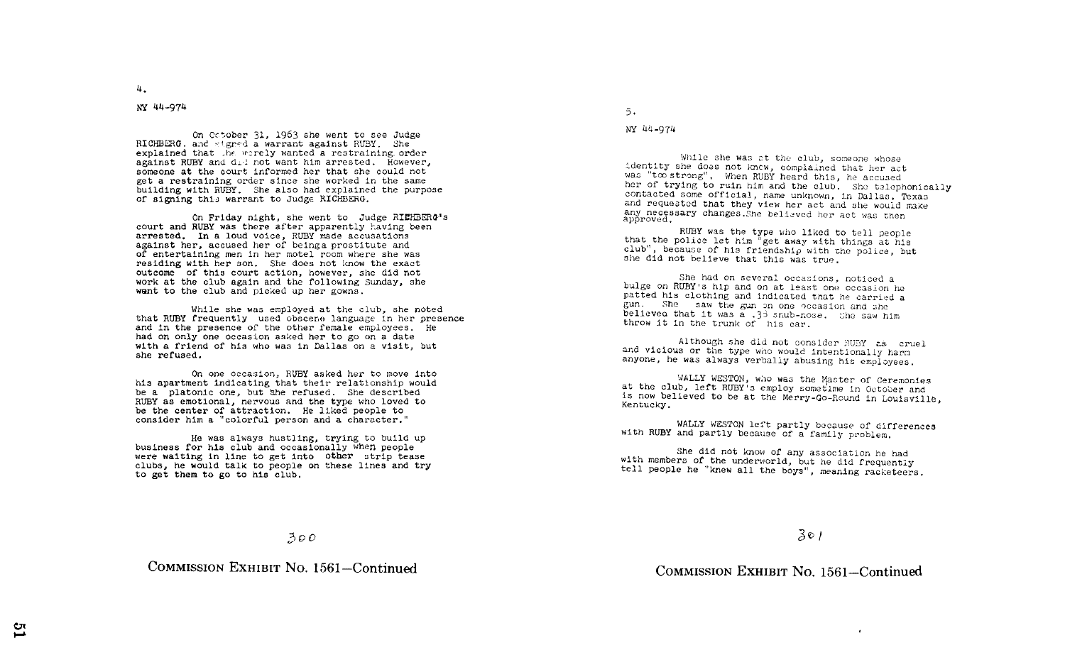4.

NY 44-974

On October 31, 1963 she went to see Judge RICHBERG. and signed a warrant against RUBY. She explained that she merely wanted a restraining order against RUBY and did not want him arrested. However, someone at the court informed her that she could not get a restraining order since she worked in the same building with RUBY. She also had explained the purpose of signing this warrant to Judge RICHBERG.

On Friday night, she went to Judge RICHBERG's court and RUBY was there after apparently having been arrested. In a loud voice, RUBY made accusations against her, accused her of beinga prostitute and of entertaining men in her motel room where she was residing with her son. She does not know the exact outcome of this court action, however, she did not work at the club again and the following Sunday, she went to the club and picked up her gowns.

While she was employed at the club, she noted that RUBY frequently used obscene language in her presence and in the presence of the other female employees. He had on only one occasion asked her to go on a date with a friend of his who was in Dallas on a visit, but she refused.

On one occasion, RUBY asked her to move into his apartment indicating that their relationship would be a platonic one, but she refused. She described RUBY as emotional, nervous and the type who loved to be the center of attraction. He liked people to consider him a "colorful person and a character."

He was always hustling, trying to build up business for his club and occasionally when people were waiting in line to get into other strip tease clubs, he would talk to people on these lines and try to get them to go to his club.

300

COMMISSION EXHIBIT No. 1561—Continued

5.

NY 44-974

While she was at the club, someone whose identity she does not know, complained that her act was "too strong". When RUBY heard this, he accused her of trying to ruin him and the club. She telephonically contacted some official, name unknown, in Dallas, Texas and requested that they view her act and she would make any necessary changes. She believed her act was then approved.

RUBY was the type who liked to tell people that the police let him "get away with things at his club", because of his friendship with the police, but she did not believe that this was true.

She had on several occasions, noticed a bulge on RUBY's hip and on at least one occasion he patted his clothing and indicated that he carried a gun. She saw the gun on one occasion and she believed that it was a .38 snub-nose. She saw him throw it in the trunk of his car.

Although she did not consider RUBY as cruel and vicious or the type who would intentionally harm anyone, he was always verbally abusing his employees.

WALLY WESTON, who was the Master of Ceremonies at the club, left RUBY's employ sometime in October and is now believed to be at the Merry-Go-Round in Louisville, Kentucky.

WALLY WESTON left partly because of differences with RUBY and partly because of a family problem.

She did not know of any association he had with members of the underworld, but he did frequently tell people he "knew all the boys", meaning racketeers.

301

COMMISSION EXHIBIT No. 1561—Continued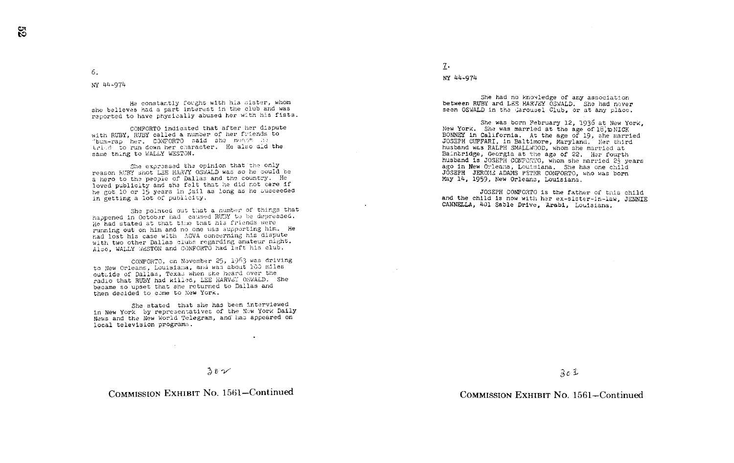6.

NY 44-974

He constantly fought with his sister, whom she believes had a part interest in the club and was reported to have physically abused her with his fists.

CONFORTO indicated that after her dispute with RUBY, RUBY called a number of her friends to "bum-rap" her. CONFORTO said she meant he tried to run down her character. He also did the same thing to WALLY WESTON.

She expressed the opinion that the only reason RUBY shot LEE HARVY OSWALD was so he could be a hero to the people of Dallas and the country. He loved publicity and she felt that he did not care if he got 10 or 15 years in jail as long as he succeeded in getting a lot of publicity.

She pointed out that a number of things that happened in October had caused RUBY to be depressed. He had stated at that time that his friends were running out on him and no one was supporting him. He had lost his case with AGVA concerning his dispute with two other Dallas clubs regarding amateur night. Also, WALLY WESTON and CONFORTO had left his club.

CONFORTO, on November 25, 1963 was driving to New Orleans, Louisiana, and was about 100 miles outside of Dallas, Texas when she heard over the radio that RUBY had killed, LEE HARVEY OSWALD. She became so upset that she returned to Dallas and then decided to come to New York.

She stated that she has been interviewed in New York by representatives of the New York Daily News and the New World Telegram, and has appeared on local television programs.

302

COMMISSION EXHIBIT No. 1561—Continued

7.

NY 44-974

She had no knowledge of any association between RUBY and LEE HARVEY OSWALD. She had never seen OSWALD in the Carousel Club, or at any place.

She was born February 12, 1936 at New York, New York. She was married at the age of 18 to NICK BONNEY in California. At the age of 19, she married JOSEPH CUFFARI, in Baltimore, Maryland. Her third husband was RALPH SMALLWOOD, whom she married at Bainbridge, Georgia at the age of 22. Her fourth husband is JOSEPH CONFORTO, whom she married 2½ years ago in New Orleans, Louisiana. She has one child JOSEPH JEROME ADAMS PETER CONFORTO, who was born May 14, 1959, New Orleans, Louisiana.

JOSEPH CONFORTO is the father of this child and the child is now with her ex-sister-in-law, JENNIE CANNELLA, 401 Sable Drive, Arabi, Louisiana.

303

COMMISSION EXHIBIT No. 1561—Continued